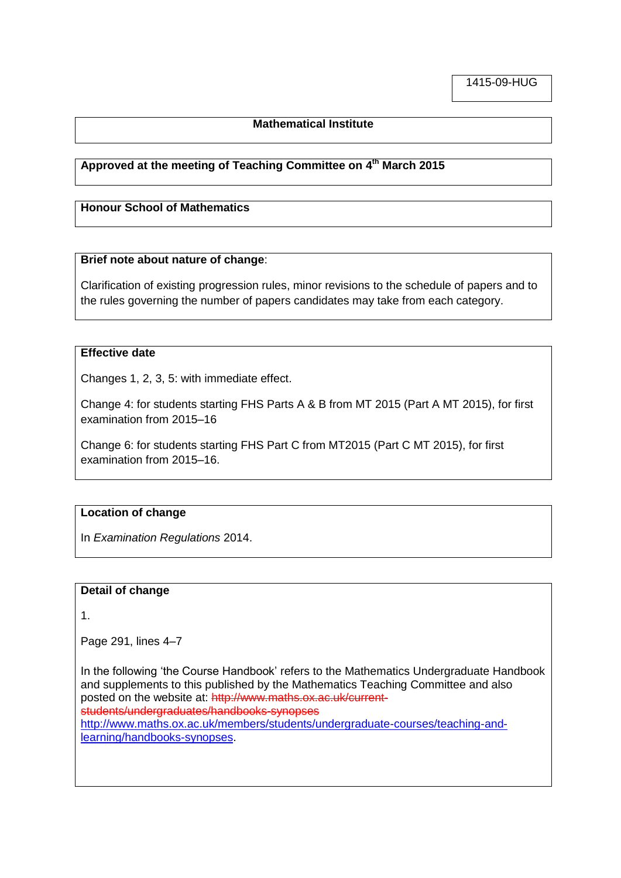1415-09-HUG

**Mathematical Institute**

**Approved at the meeting of Teaching Committee on 4th March 2015**

**Honour School of Mathematics**

**Brief note about nature of change**:

Clarification of existing progression rules, minor revisions to the schedule of papers and to the rules governing the number of papers candidates may take from each category.

**Effective date**

Changes 1, 2, 3, 5: with immediate effect.

Change 4: for students starting FHS Parts A & B from MT 2015 (Part A MT 2015), for first examination from 2015–16

Change 6: for students starting FHS Part C from MT2015 (Part C MT 2015), for first examination from 2015–16.

**Location of change**

In *Examination Regulations* 2014.

**Detail of change**

1.

Page 291, lines 4–7

In the following 'the Course Handbook' refers to the Mathematics Undergraduate Handbook and supplements to this published by the Mathematics Teaching Committee and also posted on the website at: ~~http://www.maths.ox.ac.uk/current-students/undergraduates/handbooks-synopses~~ http://www.maths.ox.ac.uk/members/students/undergraduate-courses/teaching-and-learning/handbooks-synopses.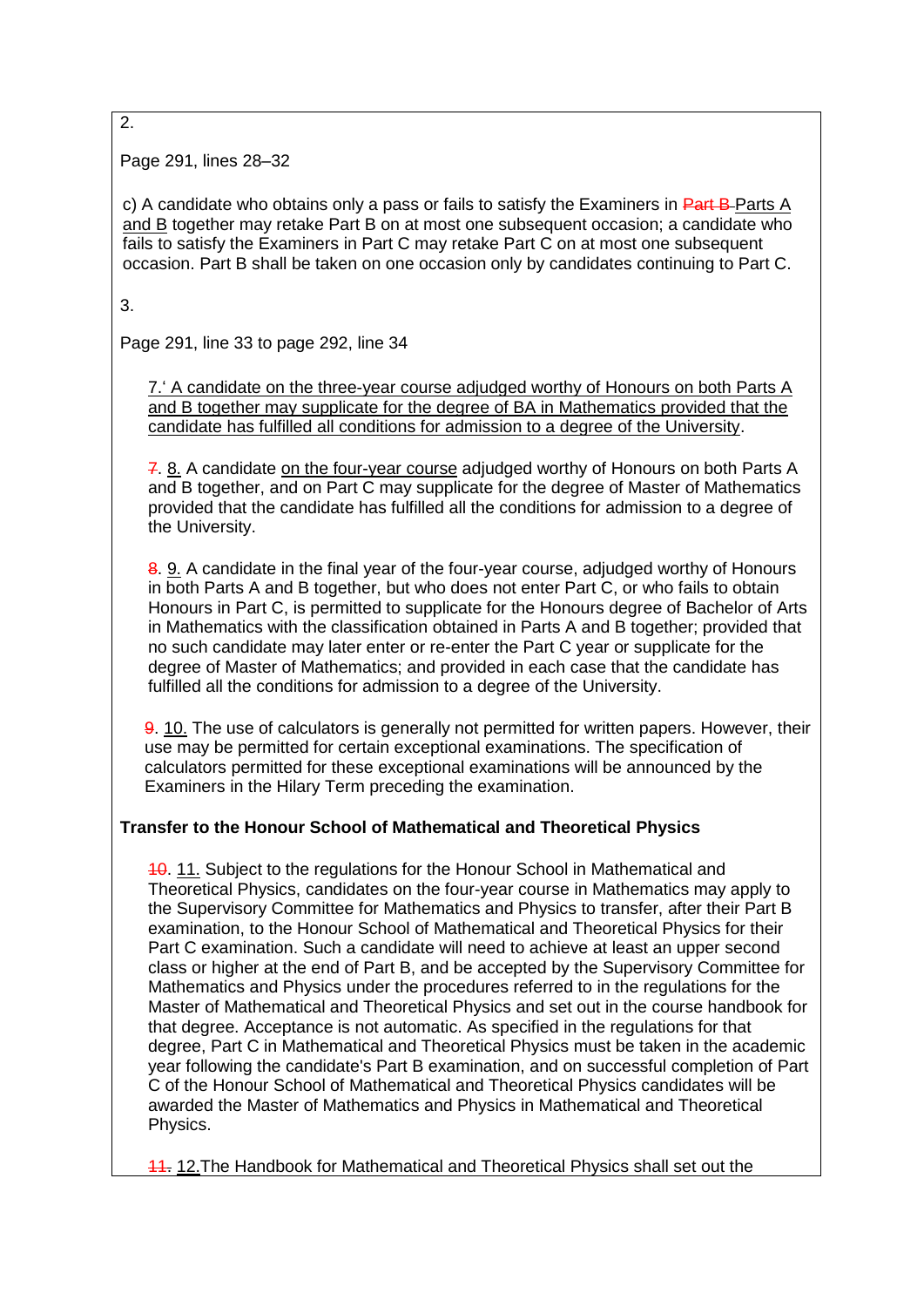2.

Page 291, lines 28–32

c) A candidate who obtains only a pass or fails to satisfy the Examiners in ~~Part B~~ Parts A and B together may retake Part B on at most one subsequent occasion; a candidate who fails to satisfy the Examiners in Part C may retake Part C on at most one subsequent occasion. Part B shall be taken on one occasion only by candidates continuing to Part C.

3.

Page 291, line 33 to page 292, line 34

7.' A candidate on the three-year course adjudged worthy of Honours on both Parts A and B together may supplicate for the degree of BA in Mathematics provided that the candidate has fulfilled all conditions for admission to a degree of the University.

~~7.~~ 8. A candidate on the four-year course adjudged worthy of Honours on both Parts A and B together, and on Part C may supplicate for the degree of Master of Mathematics provided that the candidate has fulfilled all the conditions for admission to a degree of the University.

~~8.~~ 9. A candidate in the final year of the four-year course, adjudged worthy of Honours in both Parts A and B together, but who does not enter Part C, or who fails to obtain Honours in Part C, is permitted to supplicate for the Honours degree of Bachelor of Arts in Mathematics with the classification obtained in Parts A and B together; provided that no such candidate may later enter or re-enter the Part C year or supplicate for the degree of Master of Mathematics; and provided in each case that the candidate has fulfilled all the conditions for admission to a degree of the University.

~~9.~~ 10. The use of calculators is generally not permitted for written papers. However, their use may be permitted for certain exceptional examinations. The specification of calculators permitted for these exceptional examinations will be announced by the Examiners in the Hilary Term preceding the examination.

**Transfer to the Honour School of Mathematical and Theoretical Physics**

~~10.~~ 11. Subject to the regulations for the Honour School in Mathematical and Theoretical Physics, candidates on the four-year course in Mathematics may apply to the Supervisory Committee for Mathematics and Physics to transfer, after their Part B examination, to the Honour School of Mathematical and Theoretical Physics for their Part C examination. Such a candidate will need to achieve at least an upper second class or higher at the end of Part B, and be accepted by the Supervisory Committee for Mathematics and Physics under the procedures referred to in the regulations for the Master of Mathematical and Theoretical Physics and set out in the course handbook for that degree. Acceptance is not automatic. As specified in the regulations for that degree, Part C in Mathematical and Theoretical Physics must be taken in the academic year following the candidate's Part B examination, and on successful completion of Part C of the Honour School of Mathematical and Theoretical Physics candidates will be awarded the Master of Mathematics and Physics in Mathematical and Theoretical Physics.

~~11.~~ 12.The Handbook for Mathematical and Theoretical Physics shall set out the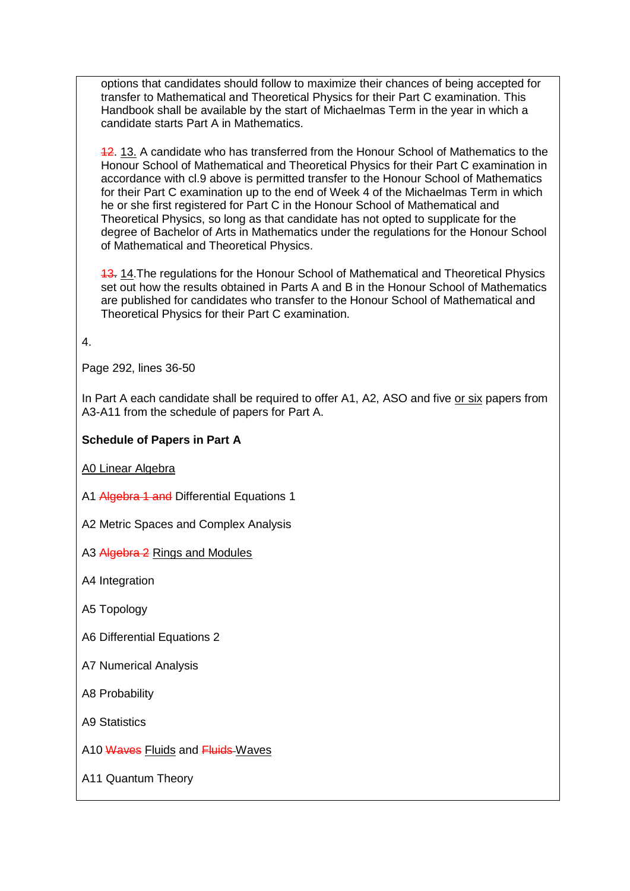options that candidates should follow to maximize their chances of being accepted for transfer to Mathematical and Theoretical Physics for their Part C examination. This Handbook shall be available by the start of Michaelmas Term in the year in which a candidate starts Part A in Mathematics.

~~12~~. 13. A candidate who has transferred from the Honour School of Mathematics to the Honour School of Mathematical and Theoretical Physics for their Part C examination in accordance with cl.9 above is permitted transfer to the Honour School of Mathematics for their Part C examination up to the end of Week 4 of the Michaelmas Term in which he or she first registered for Part C in the Honour School of Mathematical and Theoretical Physics, so long as that candidate has not opted to supplicate for the degree of Bachelor of Arts in Mathematics under the regulations for the Honour School of Mathematical and Theoretical Physics.

~~13~~. 14.The regulations for the Honour School of Mathematical and Theoretical Physics set out how the results obtained in Parts A and B in the Honour School of Mathematics are published for candidates who transfer to the Honour School of Mathematical and Theoretical Physics for their Part C examination.

4.

Page 292, lines 36-50

In Part A each candidate shall be required to offer A1, A2, ASO and five or six papers from A3-A11 from the schedule of papers for Part A.

**Schedule of Papers in Part A**

A0 Linear Algebra

A1 ~~Algebra 1 and~~ Differential Equations 1

A2 Metric Spaces and Complex Analysis

A3 ~~Algebra 2~~ Rings and Modules

A4 Integration

A5 Topology

A6 Differential Equations 2

A7 Numerical Analysis

A8 Probability

A9 Statistics

A10 ~~Waves~~ Fluids and ~~Fluids~~ Waves

A11 Quantum Theory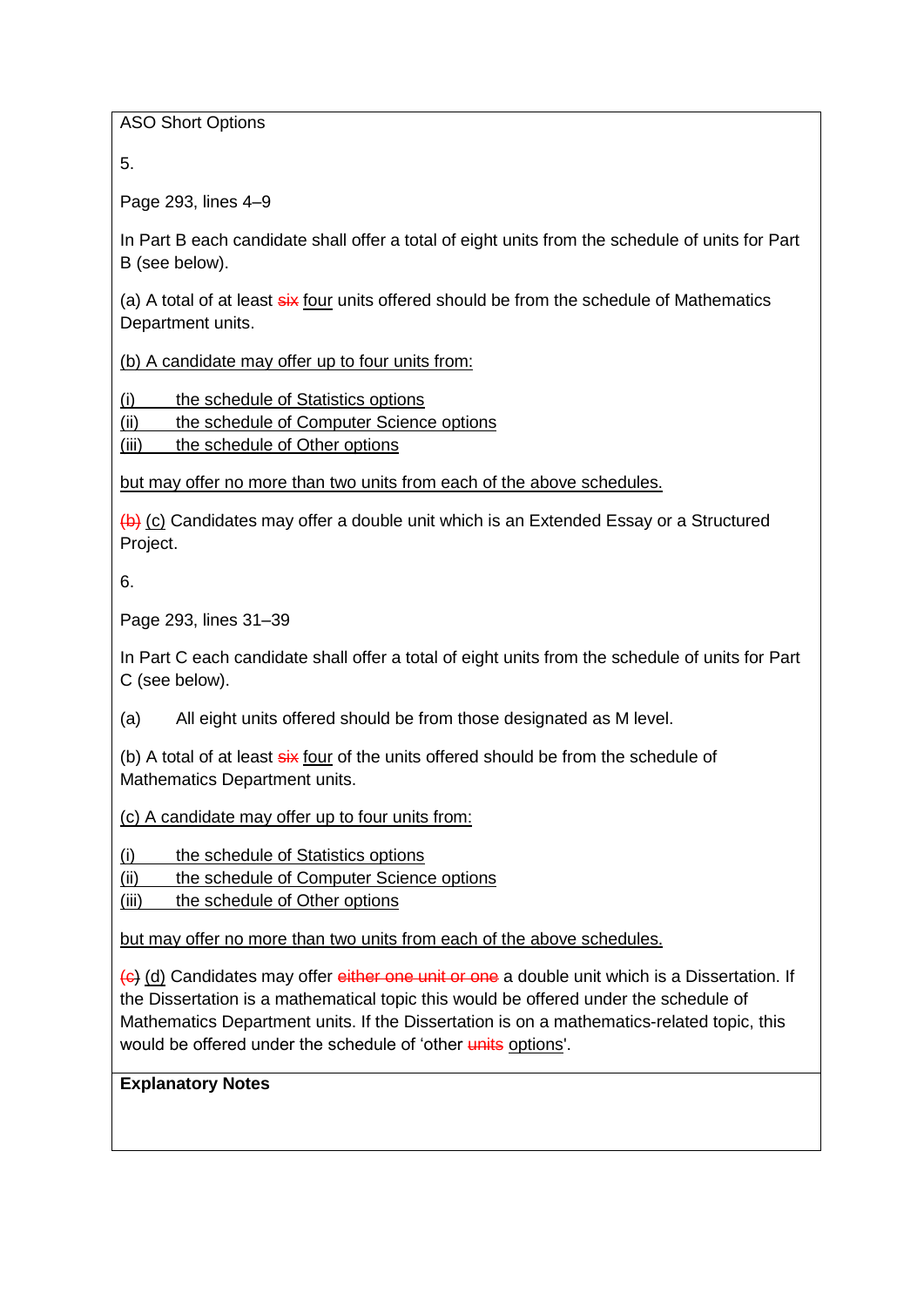ASO Short Options

5.

Page 293, lines 4–9

In Part B each candidate shall offer a total of eight units from the schedule of units for Part B (see below).

(a) A total of at least ~~six~~ <u>four</u> units offered should be from the schedule of Mathematics Department units.

<u>(b) A candidate may offer up to four units from:</u>

<u>(i) the schedule of Statistics options</u>
<u>(ii) the schedule of Computer Science options</u>
<u>(iii) the schedule of Other options</u>

<u>but may offer no more than two units from each of the above schedules.</u>

~~(b)~~ <u>(c)</u> Candidates may offer a double unit which is an Extended Essay or a Structured Project.

6.

Page 293, lines 31–39

In Part C each candidate shall offer a total of eight units from the schedule of units for Part C (see below).

(a) All eight units offered should be from those designated as M level.

(b) A total of at least ~~six~~ <u>four</u> of the units offered should be from the schedule of Mathematics Department units.

<u>(c) A candidate may offer up to four units from:</u>

<u>(i) the schedule of Statistics options</u>
<u>(ii) the schedule of Computer Science options</u>
<u>(iii) the schedule of Other options</u>

<u>but may offer no more than two units from each of the above schedules.</u>

~~(c)~~ <u>(d)</u> Candidates may offer ~~either one unit or one~~ a double unit which is a Dissertation. If the Dissertation is a mathematical topic this would be offered under the schedule of Mathematics Department units. If the Dissertation is on a mathematics-related topic, this would be offered under the schedule of 'other ~~units~~ <u>options</u>'.

**Explanatory Notes**